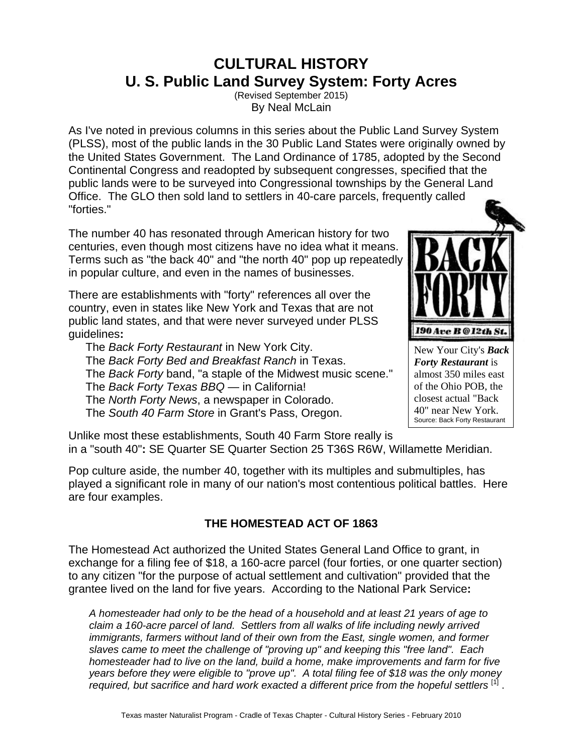# CULTURAL HISTORY
## U. S. Public Land Survey System: Forty Acres

(Revised September 2015)

By Neal McLain

As I've noted in previous columns in this series about the Public Land Survey System (PLSS), most of the public lands in the 30 Public Land States were originally owned by the United States Government. The Land Ordinance of 1785, adopted by the Second Continental Congress and readopted by subsequent congresses, specified that the public lands were to be surveyed into Congressional townships by the General Land Office. The GLO then sold land to settlers in 40-care parcels, frequently called "forties."

The number 40 has resonated through American history for two centuries, even though most citizens have no idea what it means. Terms such as "the back 40" and "the north 40" pop up repeatedly in popular culture, and even in the names of businesses.

There are establishments with "forty" references all over the country, even in states like New York and Texas that are not public land states, and that were never surveyed under PLSS guidelines**:**

- The *Back Forty Restaurant* in New York City.
- The *Back Forty Bed and Breakfast Ranch* in Texas.
- The *Back Forty* band, "a staple of the Midwest music scene."
- The *Back Forty Texas BBQ* — in California!
- The *North Forty News*, a newspaper in Colorado.
- The *South 40 Farm Store* in Grant's Pass, Oregon.

New Your City's ***Back Forty Restaurant*** is almost 350 miles east of the Ohio POB, the closest actual "Back 40" near New York.
Source: Back Forty Restaurant

Unlike most these establishments, South 40 Farm Store really is in a "south 40"**:** SE Quarter SE Quarter Section 25 T36S R6W, Willamette Meridian.

Pop culture aside, the number 40, together with its multiples and submultiples, has played a significant role in many of our nation's most contentious political battles. Here are four examples.

### THE HOMESTEAD ACT OF 1863

The Homestead Act authorized the United States General Land Office to grant, in exchange for a filing fee of $18, a 160-acre parcel (four forties, or one quarter section) to any citizen "for the purpose of actual settlement and cultivation" provided that the grantee lived on the land for five years. According to the National Park Service**:**

> *A homesteader had only to be the head of a household and at least 21 years of age to claim a 160-acre parcel of land. Settlers from all walks of life including newly arrived immigrants, farmers without land of their own from the East, single women, and former slaves came to meet the challenge of "proving up" and keeping this "free land". Each homesteader had to live on the land, build a home, make improvements and farm for five years before they were eligible to "prove up". A total filing fee of $18 was the only money required, but sacrifice and hard work exacted a different price from the hopeful settlers* [1] .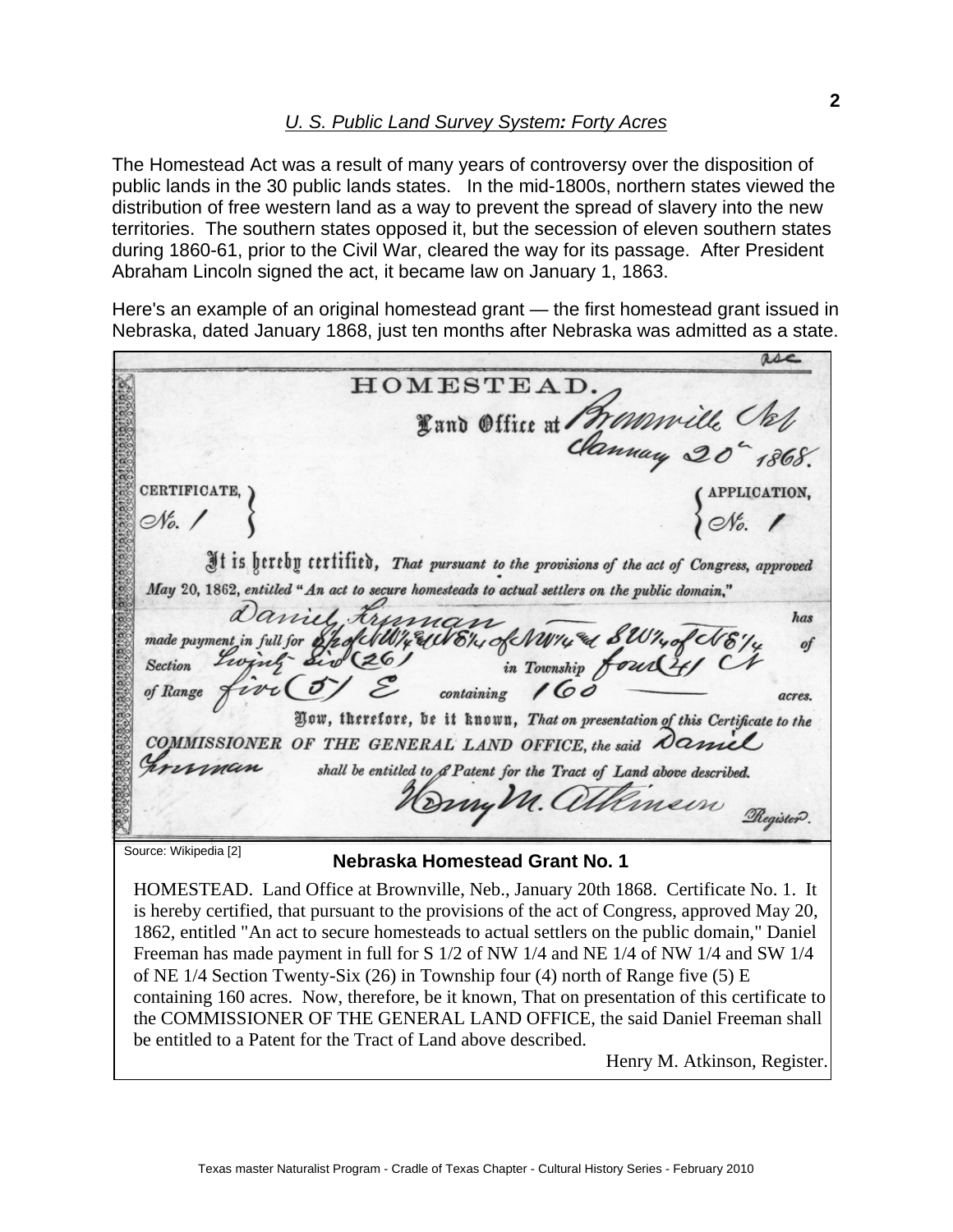## *U. S. Public Land Survey System: Forty Acres*

The Homestead Act was a result of many years of controversy over the disposition of public lands in the 30 public lands states. In the mid-1800s, northern states viewed the distribution of free western land as a way to prevent the spread of slavery into the new territories. The southern states opposed it, but the secession of eleven southern states during 1860-61, prior to the Civil War, cleared the way for its passage. After President Abraham Lincoln signed the act, it became law on January 1, 1863.

Here's an example of an original homestead grant — the first homestead grant issued in Nebraska, dated January 1868, just ten months after Nebraska was admitted as a state.

Source: Wikipedia [2]

**Nebraska Homestead Grant No. 1**

HOMESTEAD. Land Office at Brownville, Neb., January 20th 1868. Certificate No. 1. It is hereby certified, that pursuant to the provisions of the act of Congress, approved May 20, 1862, entitled "An act to secure homesteads to actual settlers on the public domain," Daniel Freeman has made payment in full for S 1/2 of NW 1/4 and NE 1/4 of NW 1/4 and SW 1/4 of NE 1/4 Section Twenty-Six (26) in Township four (4) north of Range five (5) E containing 160 acres. Now, therefore, be it known, That on presentation of this certificate to the COMMISSIONER OF THE GENERAL LAND OFFICE, the said Daniel Freeman shall be entitled to a Patent for the Tract of Land above described.

Henry M. Atkinson, Register.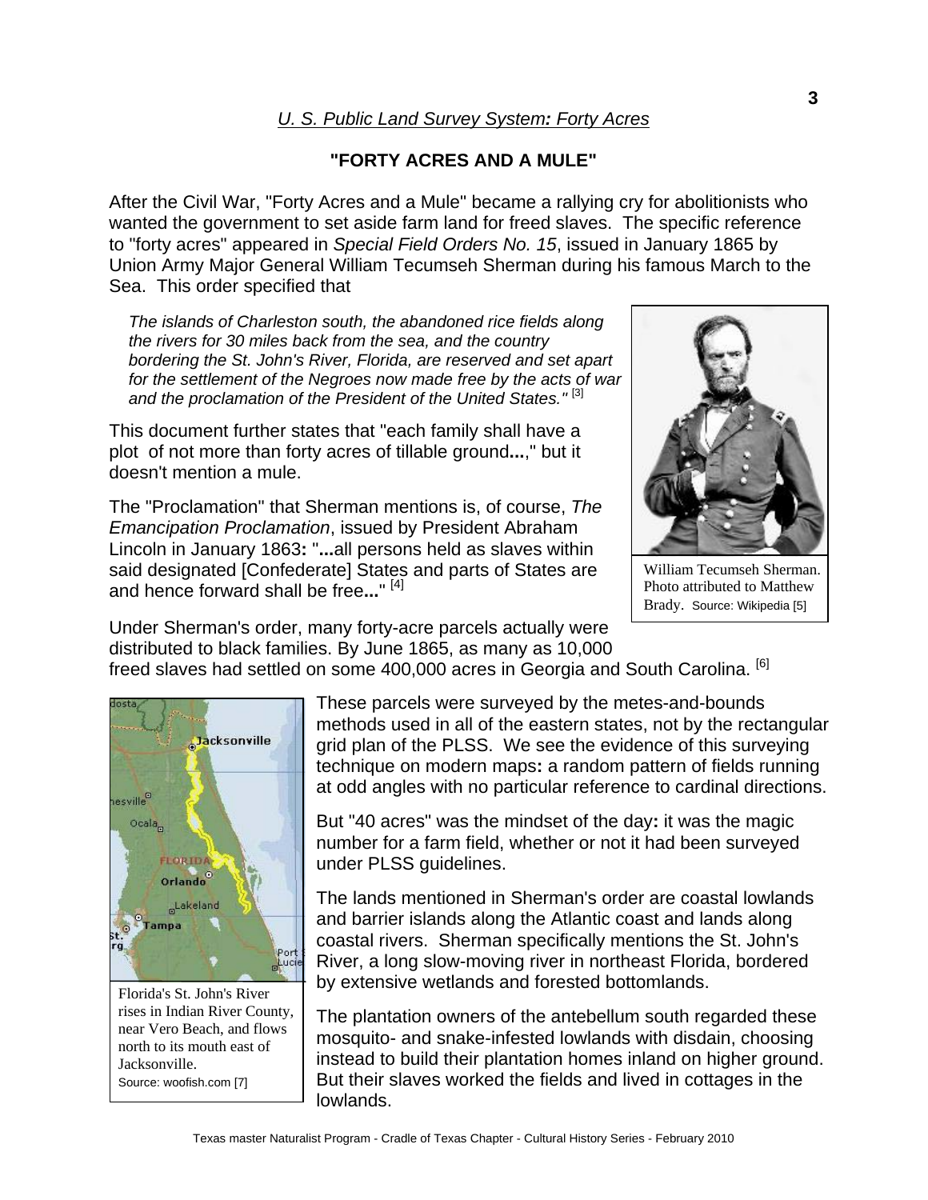*U. S. Public Land Survey System: Forty Acres*

## "FORTY ACRES AND A MULE"

After the Civil War, "Forty Acres and a Mule" became a rallying cry for abolitionists who wanted the government to set aside farm land for freed slaves. The specific reference to "forty acres" appeared in *Special Field Orders No. 15*, issued in January 1865 by Union Army Major General William Tecumseh Sherman during his famous March to the Sea. This order specified that

> *The islands of Charleston south, the abandoned rice fields along the rivers for 30 miles back from the sea, and the country bordering the St. John's River, Florida, are reserved and set apart for the settlement of the Negroes now made free by the acts of war and the proclamation of the President of the United States."* [3]

This document further states that "each family shall have a plot of not more than forty acres of tillable ground**...**," but it doesn't mention a mule.

The "Proclamation" that Sherman mentions is, of course, *The Emancipation Proclamation*, issued by President Abraham Lincoln in January 1863**:** "**...**all persons held as slaves within said designated [Confederate] States and parts of States are and hence forward shall be free**...**" [4]

William Tecumseh Sherman. Photo attributed to Matthew Brady. Source: Wikipedia [5]

Under Sherman's order, many forty-acre parcels actually were distributed to black families. By June 1865, as many as 10,000 freed slaves had settled on some 400,000 acres in Georgia and South Carolina. [6]

These parcels were surveyed by the metes-and-bounds methods used in all of the eastern states, not by the rectangular grid plan of the PLSS. We see the evidence of this surveying technique on modern maps**:** a random pattern of fields running at odd angles with no particular reference to cardinal directions.

But "40 acres" was the mindset of the day**:** it was the magic number for a farm field, whether or not it had been surveyed under PLSS guidelines.

The lands mentioned in Sherman's order are coastal lowlands and barrier islands along the Atlantic coast and lands along coastal rivers. Sherman specifically mentions the St. John's River, a long slow-moving river in northeast Florida, bordered by extensive wetlands and forested bottomlands.

Florida's St. John's River rises in Indian River County, near Vero Beach, and flows north to its mouth east of Jacksonville. Source: woofish.com [7]

The plantation owners of the antebellum south regarded these mosquito- and snake-infested lowlands with disdain, choosing instead to build their plantation homes inland on higher ground. But their slaves worked the fields and lived in cottages in the lowlands.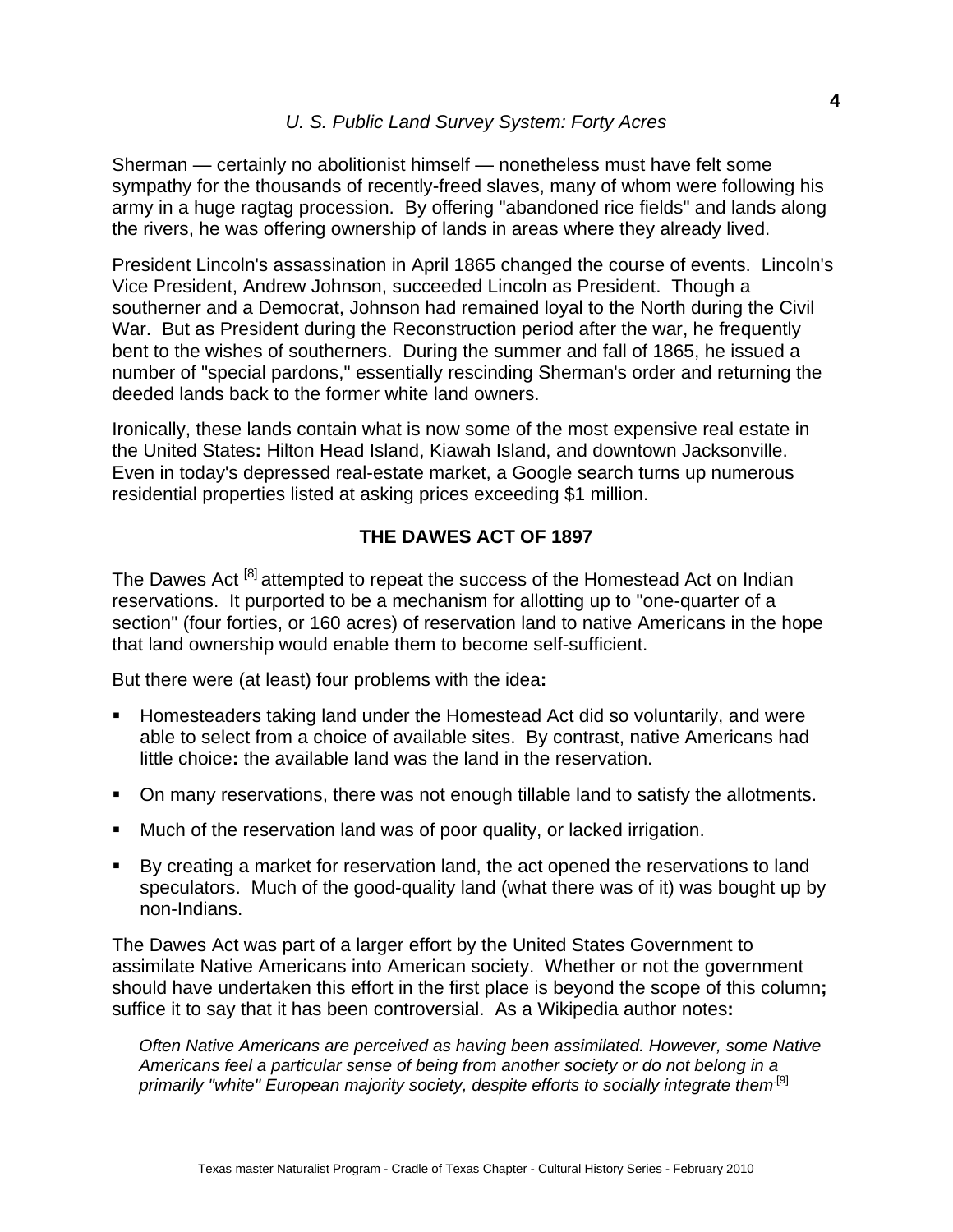Sherman — certainly no abolitionist himself — nonetheless must have felt some sympathy for the thousands of recently-freed slaves, many of whom were following his army in a huge ragtag procession. By offering "abandoned rice fields" and lands along the rivers, he was offering ownership of lands in areas where they already lived.

President Lincoln's assassination in April 1865 changed the course of events. Lincoln's Vice President, Andrew Johnson, succeeded Lincoln as President. Though a southerner and a Democrat, Johnson had remained loyal to the North during the Civil War. But as President during the Reconstruction period after the war, he frequently bent to the wishes of southerners. During the summer and fall of 1865, he issued a number of "special pardons," essentially rescinding Sherman's order and returning the deeded lands back to the former white land owners.

Ironically, these lands contain what is now some of the most expensive real estate in the United States**:** Hilton Head Island, Kiawah Island, and downtown Jacksonville. Even in today's depressed real-estate market, a Google search turns up numerous residential properties listed at asking prices exceeding $1 million.

## THE DAWES ACT OF 1897

The Dawes Act [8] attempted to repeat the success of the Homestead Act on Indian reservations. It purported to be a mechanism for allotting up to "one-quarter of a section" (four forties, or 160 acres) of reservation land to native Americans in the hope that land ownership would enable them to become self-sufficient.

But there were (at least) four problems with the idea**:**

- Homesteaders taking land under the Homestead Act did so voluntarily, and were able to select from a choice of available sites. By contrast, native Americans had little choice**:** the available land was the land in the reservation.
- On many reservations, there was not enough tillable land to satisfy the allotments.
- Much of the reservation land was of poor quality, or lacked irrigation.
- By creating a market for reservation land, the act opened the reservations to land speculators. Much of the good-quality land (what there was of it) was bought up by non-Indians.

The Dawes Act was part of a larger effort by the United States Government to assimilate Native Americans into American society. Whether or not the government should have undertaken this effort in the first place is beyond the scope of this column**;** suffice it to say that it has been controversial. As a Wikipedia author notes**:**

> *Often Native Americans are perceived as having been assimilated. However, some Native Americans feel a particular sense of being from another society or do not belong in a primarily "white" European majority society, despite efforts to socially integrate them.*[9]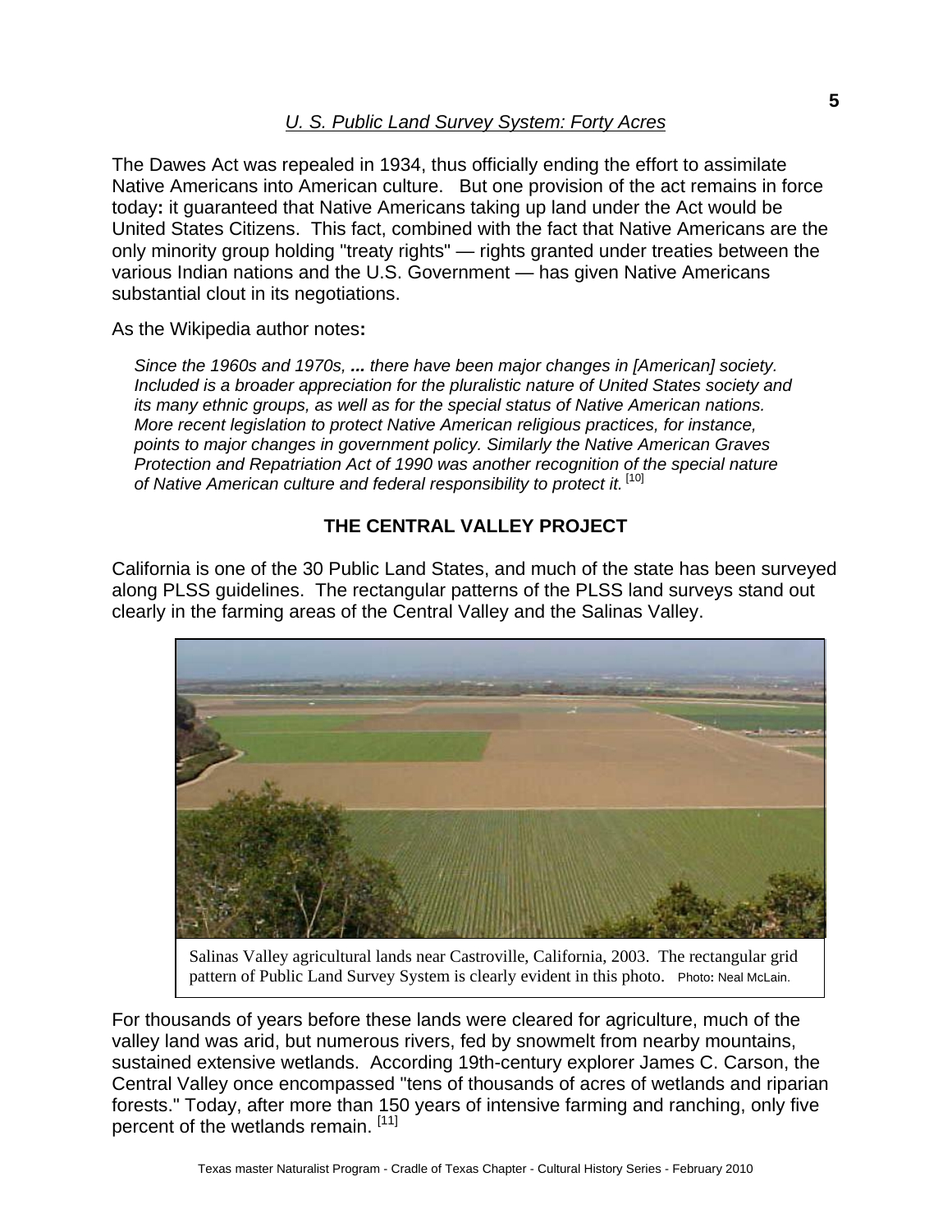The Dawes Act was repealed in 1934, thus officially ending the effort to assimilate Native Americans into American culture. But one provision of the act remains in force today**:** it guaranteed that Native Americans taking up land under the Act would be United States Citizens. This fact, combined with the fact that Native Americans are the only minority group holding "treaty rights" — rights granted under treaties between the various Indian nations and the U.S. Government — has given Native Americans substantial clout in its negotiations.

As the Wikipedia author notes**:**

> *Since the 1960s and 1970s,* ***...*** *there have been major changes in [American] society. Included is a broader appreciation for the pluralistic nature of United States society and its many ethnic groups, as well as for the special status of Native American nations. More recent legislation to protect Native American religious practices, for instance, points to major changes in government policy. Similarly the Native American Graves Protection and Repatriation Act of 1990 was another recognition of the special nature of Native American culture and federal responsibility to protect it.* [10]

## THE CENTRAL VALLEY PROJECT

California is one of the 30 Public Land States, and much of the state has been surveyed along PLSS guidelines. The rectangular patterns of the PLSS land surveys stand out clearly in the farming areas of the Central Valley and the Salinas Valley.

Salinas Valley agricultural lands near Castroville, California, 2003. The rectangular grid pattern of Public Land Survey System is clearly evident in this photo. Photo**:** Neal McLain.

For thousands of years before these lands were cleared for agriculture, much of the valley land was arid, but numerous rivers, fed by snowmelt from nearby mountains, sustained extensive wetlands. According 19th-century explorer James C. Carson, the Central Valley once encompassed "tens of thousands of acres of wetlands and riparian forests." Today, after more than 150 years of intensive farming and ranching, only five percent of the wetlands remain. [11]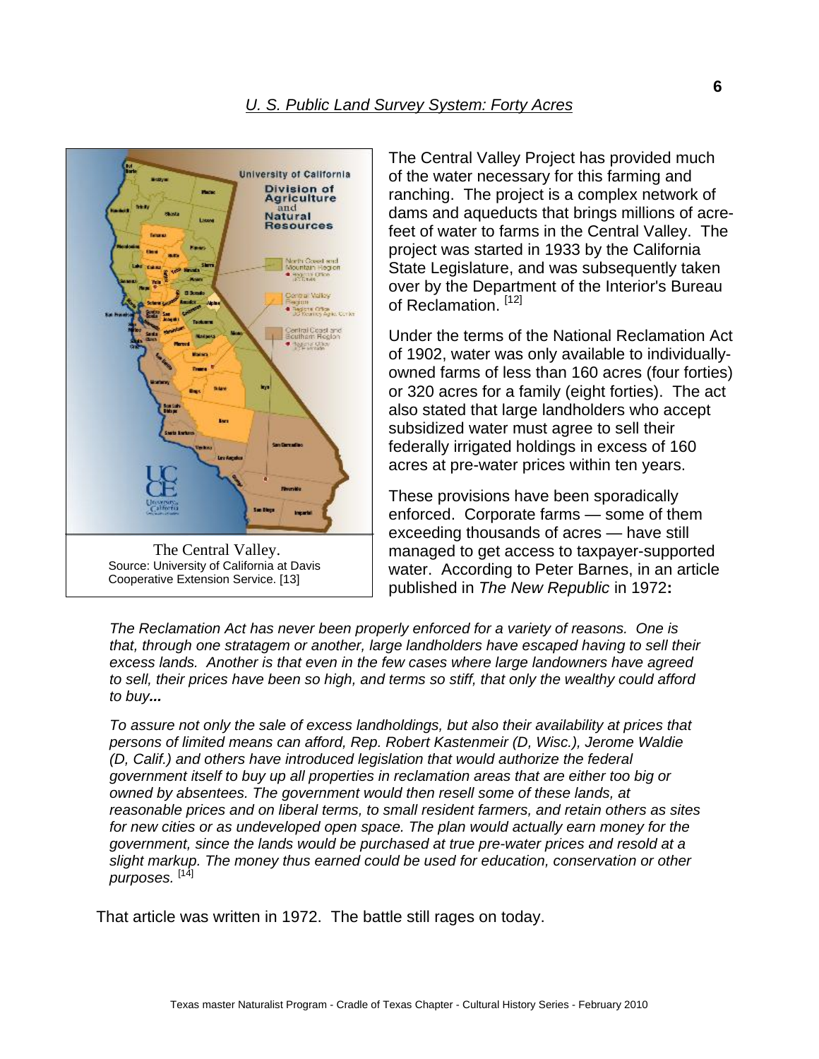The Central Valley Project has provided much of the water necessary for this farming and ranching. The project is a complex network of dams and aqueducts that brings millions of acre-feet of water to farms in the Central Valley. The project was started in 1933 by the California State Legislature, and was subsequently taken over by the Department of the Interior's Bureau of Reclamation. [12]

The Central Valley.
Source: University of California at Davis Cooperative Extension Service. [13]

Under the terms of the National Reclamation Act of 1902, water was only available to individually-owned farms of less than 160 acres (four forties) or 320 acres for a family (eight forties). The act also stated that large landholders who accept subsidized water must agree to sell their federally irrigated holdings in excess of 160 acres at pre-water prices within ten years.

These provisions have been sporadically enforced. Corporate farms — some of them exceeding thousands of acres — have still managed to get access to taxpayer-supported water. According to Peter Barnes, in an article published in *The New Republic* in 1972**:**

*The Reclamation Act has never been properly enforced for a variety of reasons. One is that, through one stratagem or another, large landholders have escaped having to sell their excess lands. Another is that even in the few cases where large landowners have agreed to sell, their prices have been so high, and terms so stiff, that only the wealthy could afford to buy**...***

*To assure not only the sale of excess landholdings, but also their availability at prices that persons of limited means can afford, Rep. Robert Kastenmeir (D, Wisc.), Jerome Waldie (D, Calif.) and others have introduced legislation that would authorize the federal government itself to buy up all properties in reclamation areas that are either too big or owned by absentees. The government would then resell some of these lands, at reasonable prices and on liberal terms, to small resident farmers, and retain others as sites for new cities or as undeveloped open space. The plan would actually earn money for the government, since the lands would be purchased at true pre-water prices and resold at a slight markup. The money thus earned could be used for education, conservation or other purposes.* [14]

That article was written in 1972. The battle still rages on today.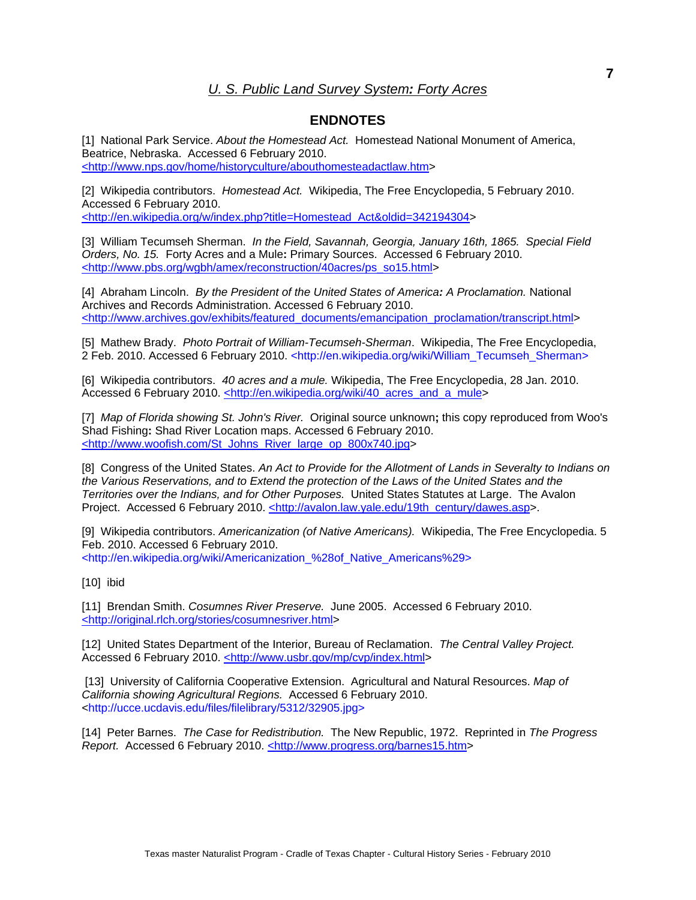## ENDNOTES

[1] National Park Service. *About the Homestead Act.* Homestead National Monument of America, Beatrice, Nebraska. Accessed 6 February 2010. <http://www.nps.gov/home/historyculture/abouthomesteadactlaw.htm>

[2] Wikipedia contributors. *Homestead Act.* Wikipedia, The Free Encyclopedia, 5 February 2010. Accessed 6 February 2010. <http://en.wikipedia.org/w/index.php?title=Homestead_Act&oldid=342194304>

[3] William Tecumseh Sherman. *In the Field, Savannah, Georgia, January 16th, 1865. Special Field Orders, No. 15.* Forty Acres and a Mule**:** Primary Sources. Accessed 6 February 2010. <http://www.pbs.org/wgbh/amex/reconstruction/40acres/ps_so15.html>

[4] Abraham Lincoln. *By the President of the United States of America**:** A Proclamation.* National Archives and Records Administration. Accessed 6 February 2010. <http://www.archives.gov/exhibits/featured_documents/emancipation_proclamation/transcript.html>

[5] Mathew Brady. *Photo Portrait of William-Tecumseh-Sherman*. Wikipedia, The Free Encyclopedia, 2 Feb. 2010. Accessed 6 February 2010. <http://en.wikipedia.org/wiki/William_Tecumseh_Sherman>

[6] Wikipedia contributors. *40 acres and a mule.* Wikipedia, The Free Encyclopedia, 28 Jan. 2010. Accessed 6 February 2010. <http://en.wikipedia.org/wiki/40_acres_and_a_mule>

[7] *Map of Florida showing St. John's River.* Original source unknown**;** this copy reproduced from Woo's Shad Fishing**:** Shad River Location maps. Accessed 6 February 2010. <http://www.woofish.com/St_Johns_River_large_op_800x740.jpg>

[8] Congress of the United States. *An Act to Provide for the Allotment of Lands in Severalty to Indians on the Various Reservations, and to Extend the protection of the Laws of the United States and the Territories over the Indians, and for Other Purposes.* United States Statutes at Large. The Avalon Project. Accessed 6 February 2010. <http://avalon.law.yale.edu/19th_century/dawes.asp>.

[9] Wikipedia contributors. *Americanization (of Native Americans).* Wikipedia, The Free Encyclopedia. 5 Feb. 2010. Accessed 6 February 2010. <http://en.wikipedia.org/wiki/Americanization_%28of_Native_Americans%29>

[10] ibid

[11] Brendan Smith. *Cosumnes River Preserve.* June 2005. Accessed 6 February 2010. <http://original.rlch.org/stories/cosumnesriver.html>

[12] United States Department of the Interior, Bureau of Reclamation. *The Central Valley Project.* Accessed 6 February 2010. <http://www.usbr.gov/mp/cvp/index.html>

[13] University of California Cooperative Extension. Agricultural and Natural Resources. *Map of California showing Agricultural Regions.* Accessed 6 February 2010. <http://ucce.ucdavis.edu/files/filelibrary/5312/32905.jpg>

[14] Peter Barnes. *The Case for Redistribution.* The New Republic, 1972. Reprinted in *The Progress Report.* Accessed 6 February 2010. <http://www.progress.org/barnes15.htm>